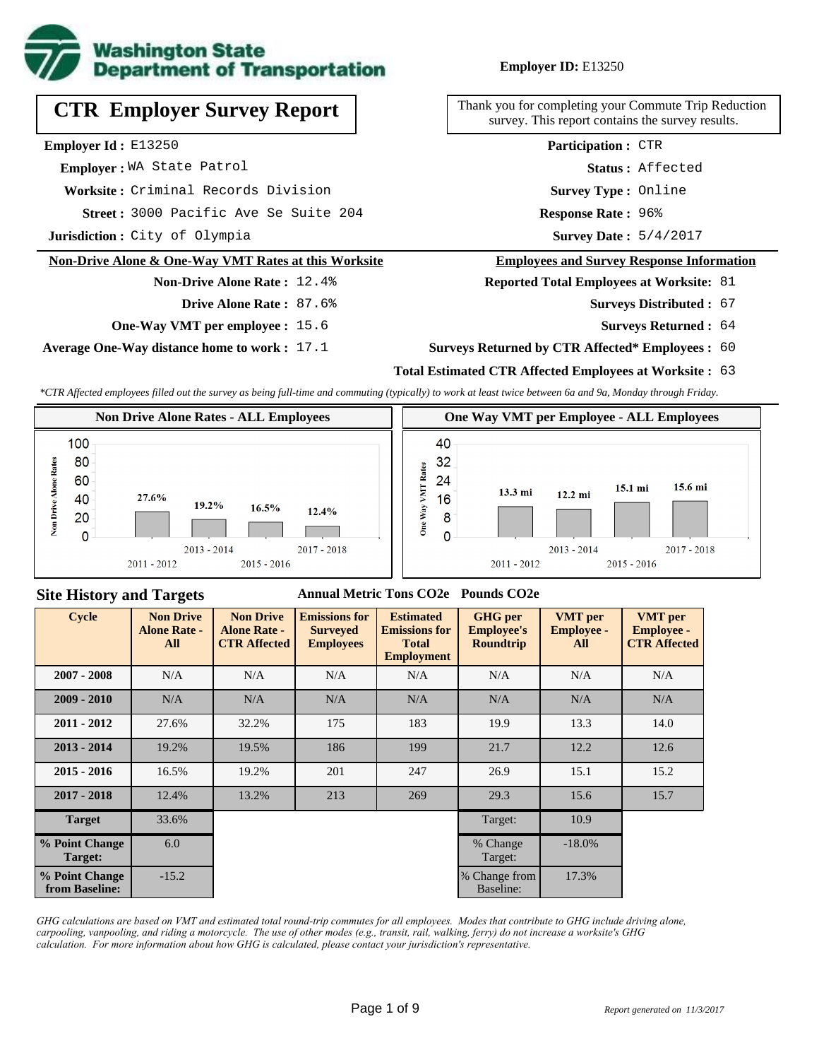**Washington State Department of Transportation**

**Employer ID:** E13250

# CTR Employer Survey Report

Thank you for completing your Commute Trip Reduction survey. This report contains the survey results.

**Employer Id :** E13250
**Employer :** WA State Patrol
**Worksite :** Criminal Records Division
**Street :** 3000 Pacific Ave Se Suite 204
**Jurisdiction :** City of Olympia

**Participation :** CTR
**Status :** Affected
**Survey Type :** Online
**Response Rate :** 96%
**Survey Date :** 5/4/2017

## Non-Drive Alone & One-Way VMT Rates at this Worksite

**Non-Drive Alone Rate :** 12.4%
**Drive Alone Rate :** 87.6%
**One-Way VMT per employee :** 15.6
**Average One-Way distance home to work :** 17.1

## Employees and Survey Response Information

**Reported Total Employees at Worksite:** 81
**Surveys Distributed :** 67
**Surveys Returned :** 64
**Surveys Returned by CTR Affected* Employees :** 60
**Total Estimated CTR Affected Employees at Worksite :** 63

*\*CTR Affected employees filled out the survey as being full-time and commuting (typically) to work at least twice between 6a and 9a, Monday through Friday.*

### Non Drive Alone Rates - ALL Employees

| Cycle | Non Drive Alone Rate |
|---|---|
| 2011 - 2012 | 27.6% |
| 2013 - 2014 | 19.2% |
| 2015 - 2016 | 16.5% |
| 2017 - 2018 | 12.4% |

### One Way VMT per Employee - ALL Employees

| Cycle | One Way VMT |
|---|---|
| 2011 - 2012 | 13.3 mi |
| 2013 - 2014 | 12.2 mi |
| 2015 - 2016 | 15.1 mi |
| 2017 - 2018 | 15.6 mi |

## Site History and Targets

| Cycle | Non Drive Alone Rate - All | Non Drive Alone Rate - CTR Affected | Emissions for Surveyed Employees (Annual Metric Tons CO2e) | Estimated Emissions for Total Employment (Annual Metric Tons CO2e) | GHG per Employee's Roundtrip (Pounds CO2e) | VMT per Employee - All | VMT per Employee - CTR Affected |
|---|---|---|---|---|---|---|---|
| 2007 - 2008 | N/A | N/A | N/A | N/A | N/A | N/A | N/A |
| 2009 - 2010 | N/A | N/A | N/A | N/A | N/A | N/A | N/A |
| 2011 - 2012 | 27.6% | 32.2% | 175 | 183 | 19.9 | 13.3 | 14.0 |
| 2013 - 2014 | 19.2% | 19.5% | 186 | 199 | 21.7 | 12.2 | 12.6 |
| 2015 - 2016 | 16.5% | 19.2% | 201 | 247 | 26.9 | 15.1 | 15.2 |
| 2017 - 2018 | 12.4% | 13.2% | 213 | 269 | 29.3 | 15.6 | 15.7 |
| Target | 33.6% | | | | Target: | 10.9 | |
| % Point Change Target: | 6.0 | | | | % Change Target: | -18.0% | |
| % Point Change from Baseline: | -15.2 | | | | % Change from Baseline: | 17.3% | |

*GHG calculations are based on VMT and estimated total round-trip commutes for all employees. Modes that contribute to GHG include driving alone, carpooling, vanpooling, and riding a motorcycle. The use of other modes (e.g., transit, rail, walking, ferry) do not increase a worksite's GHG calculation. For more information about how GHG is calculated, please contact your jurisdiction's representative.*

*Report generated on 11/3/2017*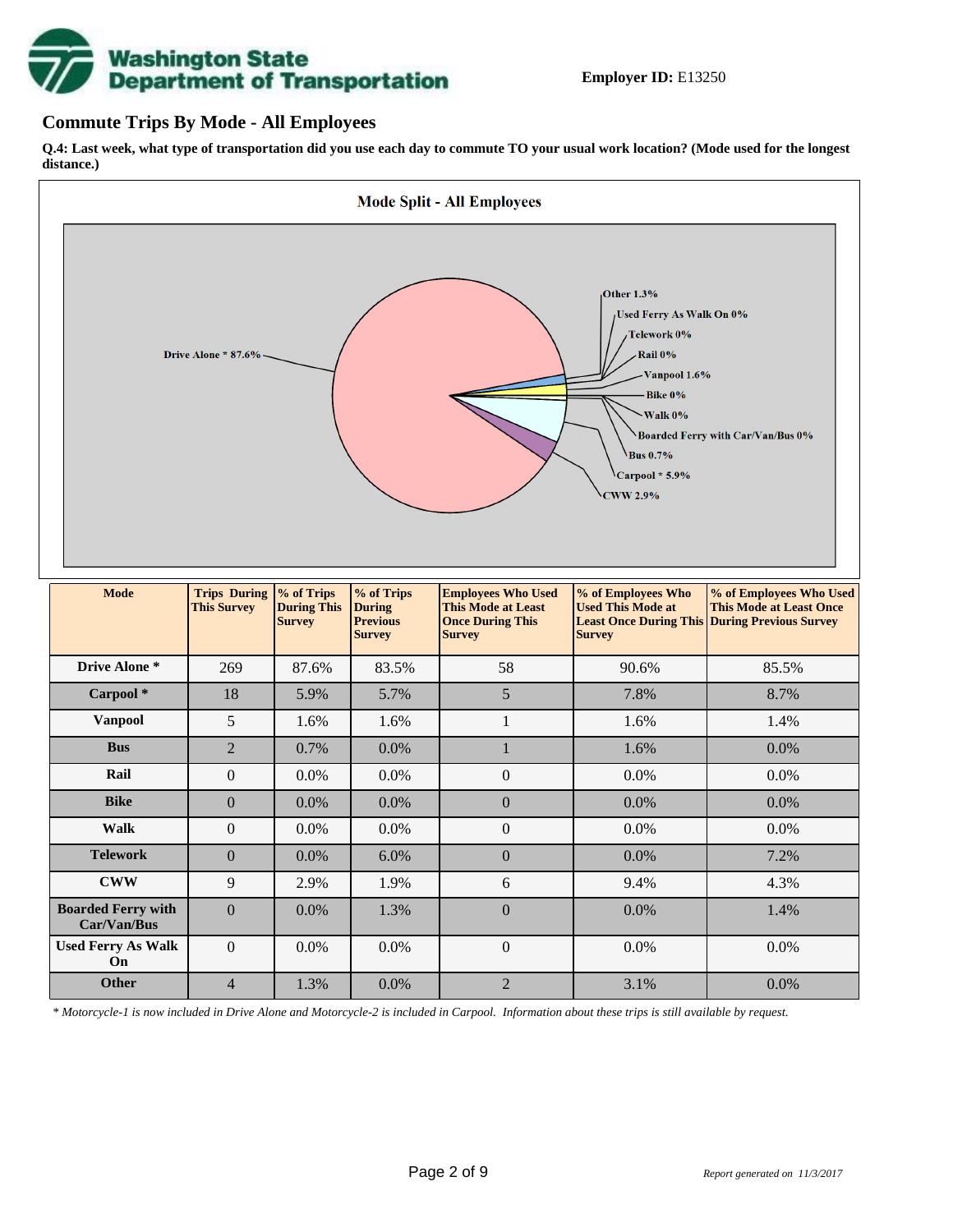**Employer ID:** E13250

## Commute Trips By Mode - All Employees

**Q.4: Last week, what type of transportation did you use each day to commute TO your usual work location? (Mode used for the longest distance.)**

**Mode Split - All Employees**

Drive Alone * 87.6%
Other 1.3%
Used Ferry As Walk On 0%
Telework 0%
Rail 0%
Vanpool 1.6%
Bike 0%
Walk 0%
Boarded Ferry with Car/Van/Bus 0%
Bus 0.7%
Carpool * 5.9%
CWW 2.9%

| Mode | Trips During This Survey | % of Trips During This Survey | % of Trips During Previous Survey | Employees Who Used This Mode at Least Once During This Survey | % of Employees Who Used This Mode at Least Once During This Survey | % of Employees Who Used This Mode at Least Once During Previous Survey |
|---|---|---|---|---|---|---|
| **Drive Alone *** | 269 | 87.6% | 83.5% | 58 | 90.6% | 85.5% |
| **Carpool *** | 18 | 5.9% | 5.7% | 5 | 7.8% | 8.7% |
| **Vanpool** | 5 | 1.6% | 1.6% | 1 | 1.6% | 1.4% |
| **Bus** | 2 | 0.7% | 0.0% | 1 | 1.6% | 0.0% |
| **Rail** | 0 | 0.0% | 0.0% | 0 | 0.0% | 0.0% |
| **Bike** | 0 | 0.0% | 0.0% | 0 | 0.0% | 0.0% |
| **Walk** | 0 | 0.0% | 0.0% | 0 | 0.0% | 0.0% |
| **Telework** | 0 | 0.0% | 6.0% | 0 | 0.0% | 7.2% |
| **CWW** | 9 | 2.9% | 1.9% | 6 | 9.4% | 4.3% |
| **Boarded Ferry with Car/Van/Bus** | 0 | 0.0% | 1.3% | 0 | 0.0% | 1.4% |
| **Used Ferry As Walk On** | 0 | 0.0% | 0.0% | 0 | 0.0% | 0.0% |
| **Other** | 4 | 1.3% | 0.0% | 2 | 3.1% | 0.0% |

*\* Motorcycle-1 is now included in Drive Alone and Motorcycle-2 is included in Carpool. Information about these trips is still available by request.*

*Report generated on 11/3/2017*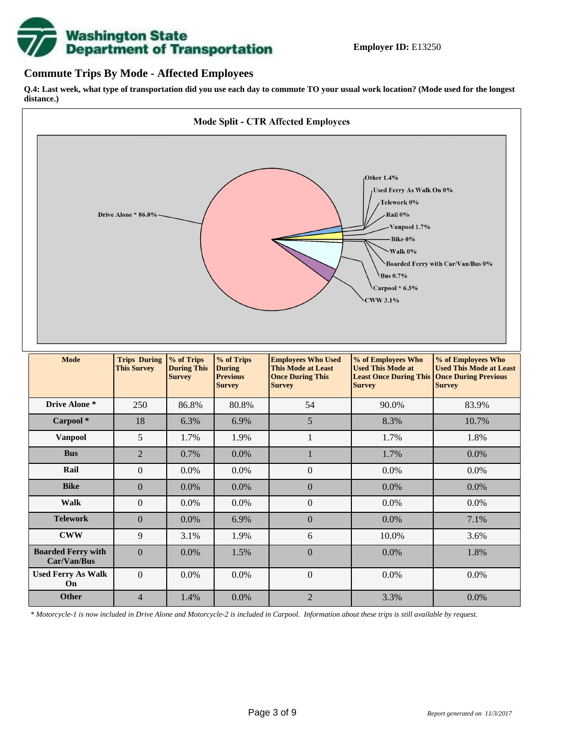**Employer ID:** E13250

## Commute Trips By Mode - Affected Employees

**Q.4: Last week, what type of transportation did you use each day to commute TO your usual work location? (Mode used for the longest distance.)**

**Mode Split - CTR Affected Employees**

Drive Alone * 86.8%
Other 1.4%
Used Ferry As Walk On 0%
Telework 0%
Rail 0%
Vanpool 1.7%
Bike 0%
Walk 0%
Boarded Ferry with Car/Van/Bus 0%
Bus 0.7%
Carpool * 6.3%
CWW 3.1%

| Mode | Trips During This Survey | % of Trips During This Survey | % of Trips During Previous Survey | Employees Who Used This Mode at Least Once During This Survey | % of Employees Who Used This Mode at Least Once During This Survey | % of Employees Who Used This Mode at Least Once During Previous Survey |
|---|---|---|---|---|---|---|
| **Drive Alone *** | 250 | 86.8% | 80.8% | 54 | 90.0% | 83.9% |
| **Carpool *** | 18 | 6.3% | 6.9% | 5 | 8.3% | 10.7% |
| **Vanpool** | 5 | 1.7% | 1.9% | 1 | 1.7% | 1.8% |
| **Bus** | 2 | 0.7% | 0.0% | 1 | 1.7% | 0.0% |
| **Rail** | 0 | 0.0% | 0.0% | 0 | 0.0% | 0.0% |
| **Bike** | 0 | 0.0% | 0.0% | 0 | 0.0% | 0.0% |
| **Walk** | 0 | 0.0% | 0.0% | 0 | 0.0% | 0.0% |
| **Telework** | 0 | 0.0% | 6.9% | 0 | 0.0% | 7.1% |
| **CWW** | 9 | 3.1% | 1.9% | 6 | 10.0% | 3.6% |
| **Boarded Ferry with Car/Van/Bus** | 0 | 0.0% | 1.5% | 0 | 0.0% | 1.8% |
| **Used Ferry As Walk On** | 0 | 0.0% | 0.0% | 0 | 0.0% | 0.0% |
| **Other** | 4 | 1.4% | 0.0% | 2 | 3.3% | 0.0% |

*\* Motorcycle-1 is now included in Drive Alone and Motorcycle-2 is included in Carpool. Information about these trips is still available by request.*

*Report generated on 11/3/2017*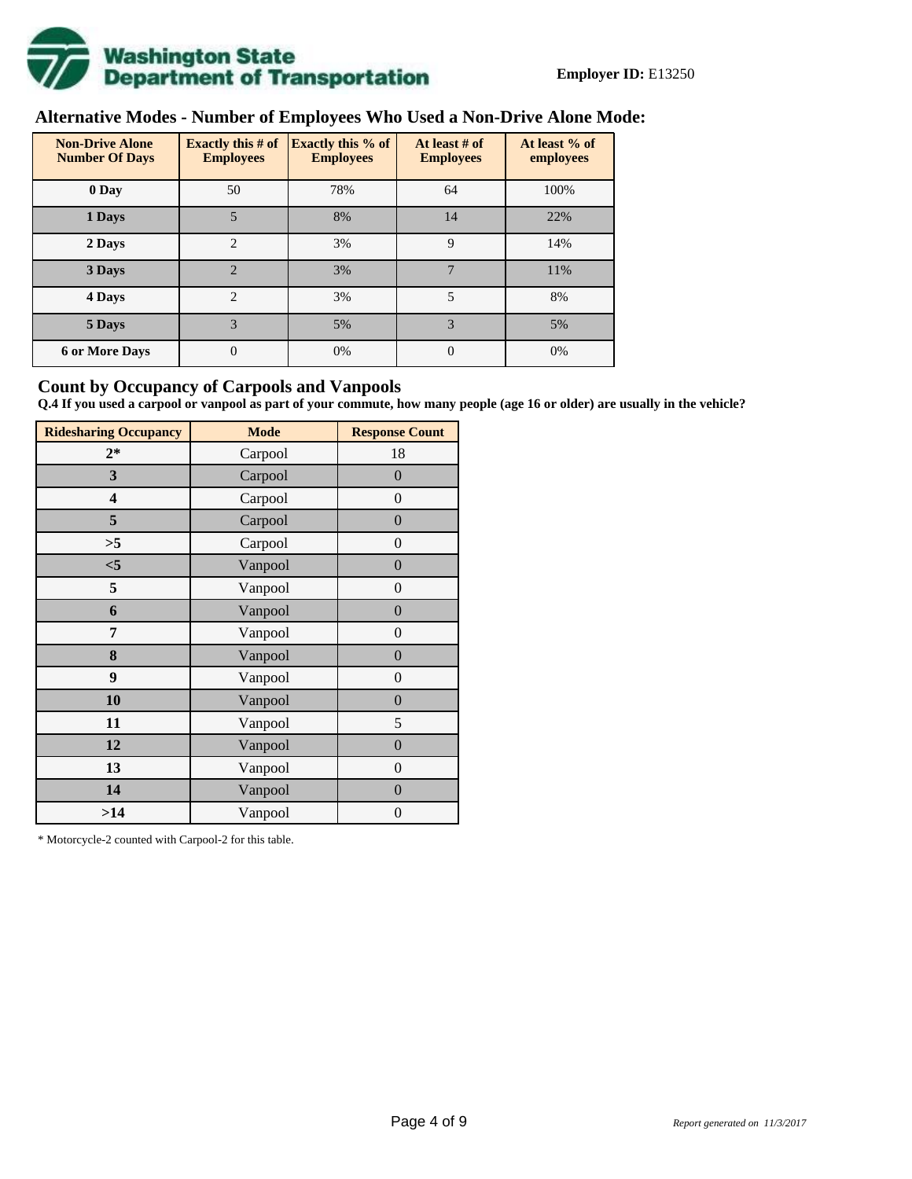**Employer ID:** E13250

## Alternative Modes - Number of Employees Who Used a Non-Drive Alone Mode:

| Non-Drive Alone Number Of Days | Exactly this # of Employees | Exactly this % of Employees | At least # of Employees | At least % of employees |
|---|---|---|---|---|
| 0 Day | 50 | 78% | 64 | 100% |
| 1 Days | 5 | 8% | 14 | 22% |
| 2 Days | 2 | 3% | 9 | 14% |
| 3 Days | 2 | 3% | 7 | 11% |
| 4 Days | 2 | 3% | 5 | 8% |
| 5 Days | 3 | 5% | 3 | 5% |
| 6 or More Days | 0 | 0% | 0 | 0% |

## Count by Occupancy of Carpools and Vanpools

**Q.4 If you used a carpool or vanpool as part of your commute, how many people (age 16 or older) are usually in the vehicle?**

| Ridesharing Occupancy | Mode | Response Count |
|---|---|---|
| 2* | Carpool | 18 |
| 3 | Carpool | 0 |
| 4 | Carpool | 0 |
| 5 | Carpool | 0 |
| >5 | Carpool | 0 |
| <5 | Vanpool | 0 |
| 5 | Vanpool | 0 |
| 6 | Vanpool | 0 |
| 7 | Vanpool | 0 |
| 8 | Vanpool | 0 |
| 9 | Vanpool | 0 |
| 10 | Vanpool | 0 |
| 11 | Vanpool | 5 |
| 12 | Vanpool | 0 |
| 13 | Vanpool | 0 |
| 14 | Vanpool | 0 |
| >14 | Vanpool | 0 |

* Motorcycle-2 counted with Carpool-2 for this table.

*Report generated on 11/3/2017*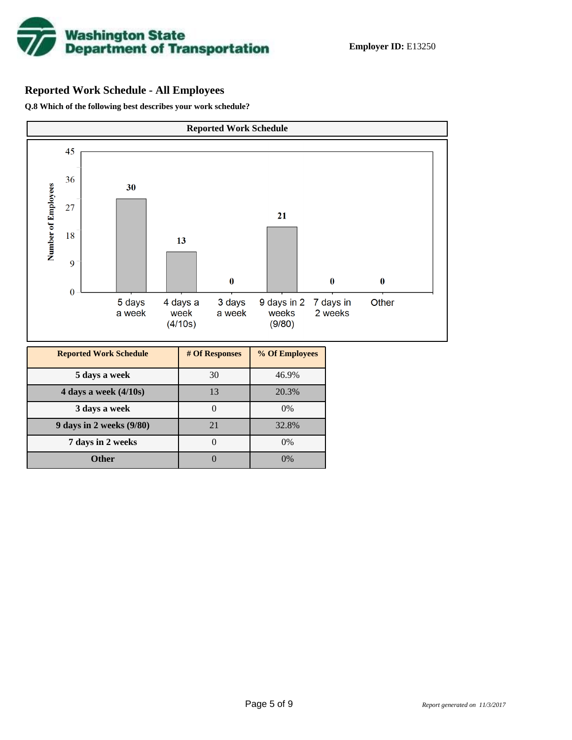**Employer ID:** E13250

## Reported Work Schedule - All Employees

**Q.8 Which of the following best describes your work schedule?**

| Reported Work Schedule | # Of Responses | % Of Employees |
|---|---|---|
| 5 days a week | 30 | 46.9% |
| 4 days a week (4/10s) | 13 | 20.3% |
| 3 days a week | 0 | 0% |
| 9 days in 2 weeks (9/80) | 21 | 32.8% |
| 7 days in 2 weeks | 0 | 0% |
| Other | 0 | 0% |

*Report generated on 11/3/2017*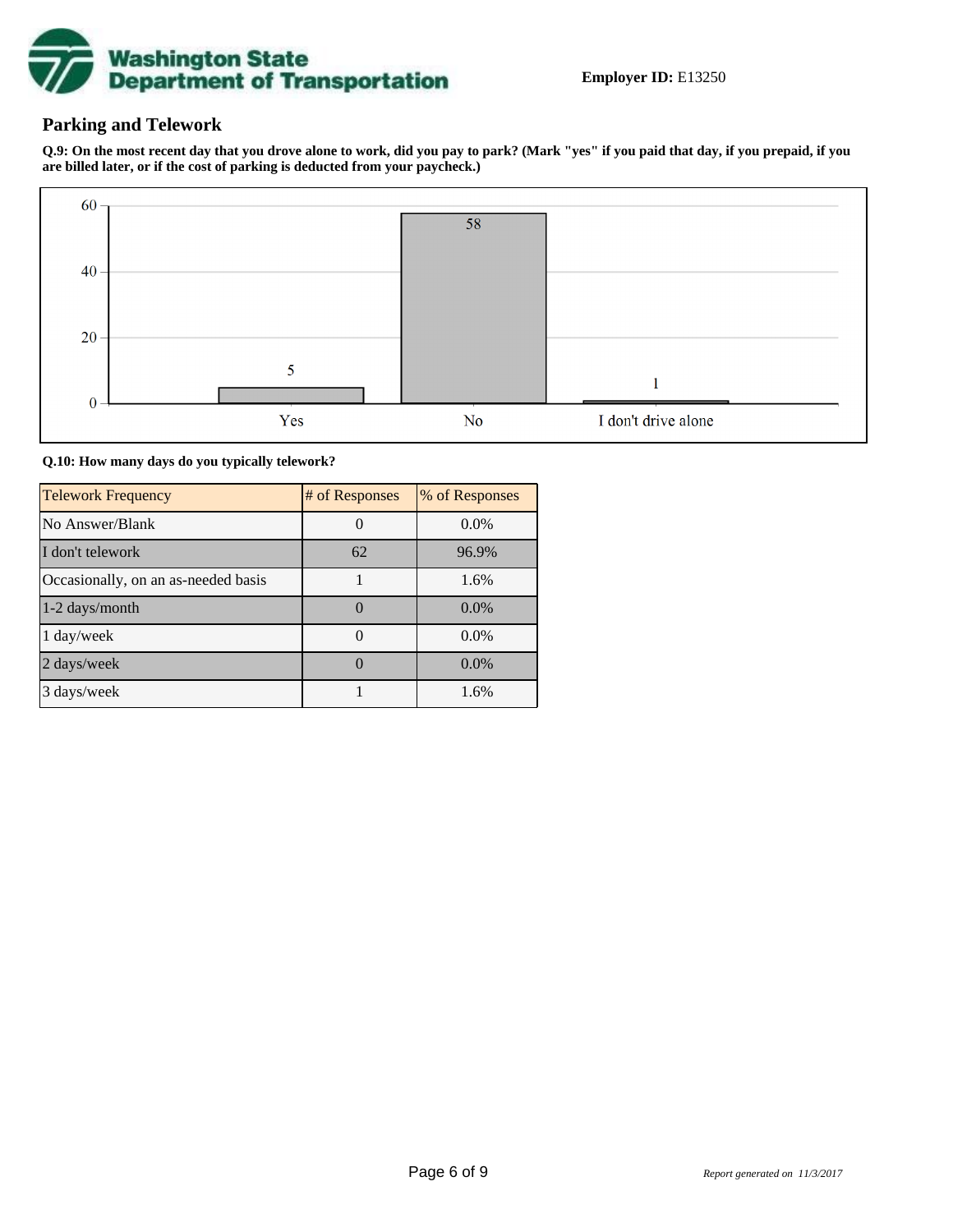**Employer ID:** E13250

## Parking and Telework

**Q.9: On the most recent day that you drove alone to work, did you pay to park? (Mark "yes" if you paid that day, if you prepaid, if you are billed later, or if the cost of parking is deducted from your paycheck.)**

| Response | # of Responses |
|---|---|
| Yes | 5 |
| No | 58 |
| I don't drive alone | 1 |

**Q.10: How many days do you typically telework?**

| Telework Frequency | # of Responses | % of Responses |
|---|---|---|
| No Answer/Blank | 0 | 0.0% |
| I don't telework | 62 | 96.9% |
| Occasionally, on an as-needed basis | 1 | 1.6% |
| 1-2 days/month | 0 | 0.0% |
| 1 day/week | 0 | 0.0% |
| 2 days/week | 0 | 0.0% |
| 3 days/week | 1 | 1.6% |

*Report generated on 11/3/2017*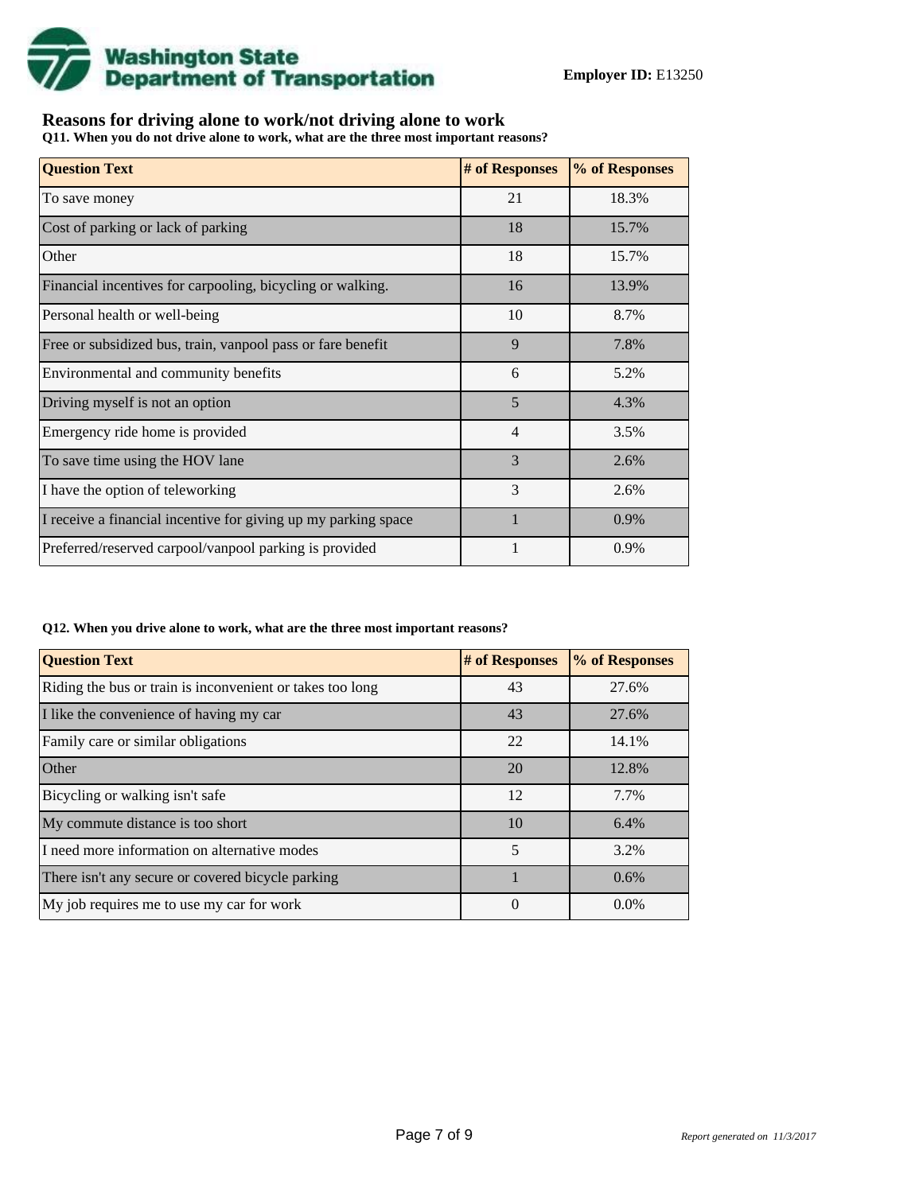**Washington State Department of Transportation**

**Employer ID:** E13250

## Reasons for driving alone to work/not driving alone to work

**Q11. When you do not drive alone to work, what are the three most important reasons?**

| Question Text | # of Responses | % of Responses |
|---|---|---|
| To save money | 21 | 18.3% |
| Cost of parking or lack of parking | 18 | 15.7% |
| Other | 18 | 15.7% |
| Financial incentives for carpooling, bicycling or walking. | 16 | 13.9% |
| Personal health or well-being | 10 | 8.7% |
| Free or subsidized bus, train, vanpool pass or fare benefit | 9 | 7.8% |
| Environmental and community benefits | 6 | 5.2% |
| Driving myself is not an option | 5 | 4.3% |
| Emergency ride home is provided | 4 | 3.5% |
| To save time using the HOV lane | 3 | 2.6% |
| I have the option of teleworking | 3 | 2.6% |
| I receive a financial incentive for giving up my parking space | 1 | 0.9% |
| Preferred/reserved carpool/vanpool parking is provided | 1 | 0.9% |

**Q12. When you drive alone to work, what are the three most important reasons?**

| Question Text | # of Responses | % of Responses |
|---|---|---|
| Riding the bus or train is inconvenient or takes too long | 43 | 27.6% |
| I like the convenience of having my car | 43 | 27.6% |
| Family care or similar obligations | 22 | 14.1% |
| Other | 20 | 12.8% |
| Bicycling or walking isn't safe | 12 | 7.7% |
| My commute distance is too short | 10 | 6.4% |
| I need more information on alternative modes | 5 | 3.2% |
| There isn't any secure or covered bicycle parking | 1 | 0.6% |
| My job requires me to use my car for work | 0 | 0.0% |

*Report generated on 11/3/2017*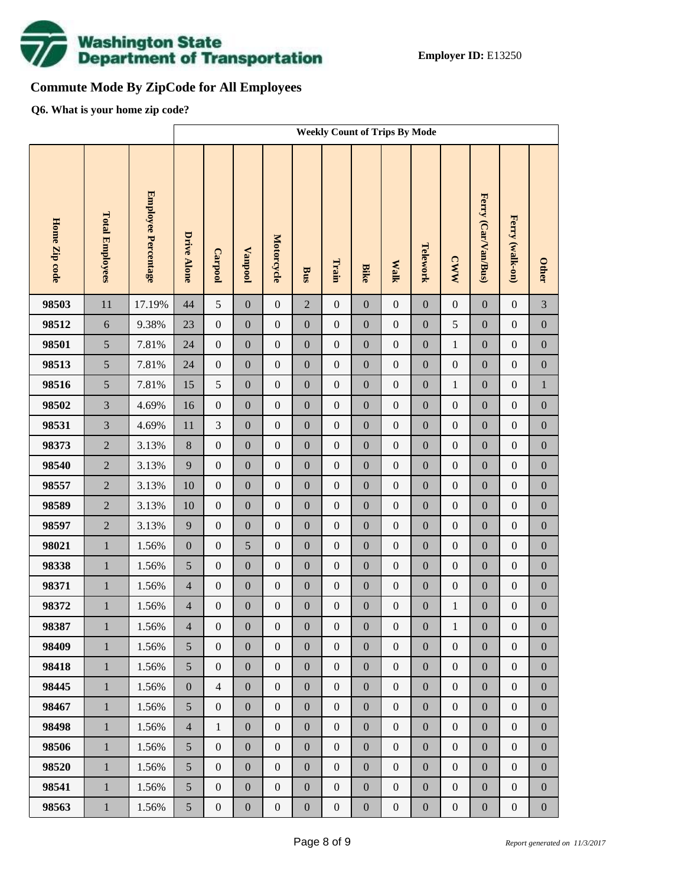**Employer ID:** E13250

## Commute Mode By ZipCode for All Employees

**Q6. What is your home zip code?**

| | | | Weekly Count of Trips By Mode | | | | | | | | | | | | |
|---|---|---|---|---|---|---|---|---|---|---|---|---|---|---|---|
| Home Zip code | Total Employees | Employee Percentage | Drive Alone | Carpool | Vanpool | Motorcycle | Bus | Train | Bike | Walk | Telework | CWW | Ferry (Car/Van/Bus) | Ferry (walk-on) | Other |
| 98503 | 11 | 17.19% | 44 | 5 | 0 | 0 | 2 | 0 | 0 | 0 | 0 | 0 | 0 | 0 | 3 |
| 98512 | 6 | 9.38% | 23 | 0 | 0 | 0 | 0 | 0 | 0 | 0 | 0 | 5 | 0 | 0 | 0 |
| 98501 | 5 | 7.81% | 24 | 0 | 0 | 0 | 0 | 0 | 0 | 0 | 0 | 1 | 0 | 0 | 0 |
| 98513 | 5 | 7.81% | 24 | 0 | 0 | 0 | 0 | 0 | 0 | 0 | 0 | 0 | 0 | 0 | 0 |
| 98516 | 5 | 7.81% | 15 | 5 | 0 | 0 | 0 | 0 | 0 | 0 | 0 | 1 | 0 | 0 | 1 |
| 98502 | 3 | 4.69% | 16 | 0 | 0 | 0 | 0 | 0 | 0 | 0 | 0 | 0 | 0 | 0 | 0 |
| 98531 | 3 | 4.69% | 11 | 3 | 0 | 0 | 0 | 0 | 0 | 0 | 0 | 0 | 0 | 0 | 0 |
| 98373 | 2 | 3.13% | 8 | 0 | 0 | 0 | 0 | 0 | 0 | 0 | 0 | 0 | 0 | 0 | 0 |
| 98540 | 2 | 3.13% | 9 | 0 | 0 | 0 | 0 | 0 | 0 | 0 | 0 | 0 | 0 | 0 | 0 |
| 98557 | 2 | 3.13% | 10 | 0 | 0 | 0 | 0 | 0 | 0 | 0 | 0 | 0 | 0 | 0 | 0 |
| 98589 | 2 | 3.13% | 10 | 0 | 0 | 0 | 0 | 0 | 0 | 0 | 0 | 0 | 0 | 0 | 0 |
| 98597 | 2 | 3.13% | 9 | 0 | 0 | 0 | 0 | 0 | 0 | 0 | 0 | 0 | 0 | 0 | 0 |
| 98021 | 1 | 1.56% | 0 | 0 | 5 | 0 | 0 | 0 | 0 | 0 | 0 | 0 | 0 | 0 | 0 |
| 98338 | 1 | 1.56% | 5 | 0 | 0 | 0 | 0 | 0 | 0 | 0 | 0 | 0 | 0 | 0 | 0 |
| 98371 | 1 | 1.56% | 4 | 0 | 0 | 0 | 0 | 0 | 0 | 0 | 0 | 0 | 0 | 0 | 0 |
| 98372 | 1 | 1.56% | 4 | 0 | 0 | 0 | 0 | 0 | 0 | 0 | 0 | 1 | 0 | 0 | 0 |
| 98387 | 1 | 1.56% | 4 | 0 | 0 | 0 | 0 | 0 | 0 | 0 | 0 | 1 | 0 | 0 | 0 |
| 98409 | 1 | 1.56% | 5 | 0 | 0 | 0 | 0 | 0 | 0 | 0 | 0 | 0 | 0 | 0 | 0 |
| 98418 | 1 | 1.56% | 5 | 0 | 0 | 0 | 0 | 0 | 0 | 0 | 0 | 0 | 0 | 0 | 0 |
| 98445 | 1 | 1.56% | 0 | 4 | 0 | 0 | 0 | 0 | 0 | 0 | 0 | 0 | 0 | 0 | 0 |
| 98467 | 1 | 1.56% | 5 | 0 | 0 | 0 | 0 | 0 | 0 | 0 | 0 | 0 | 0 | 0 | 0 |
| 98498 | 1 | 1.56% | 4 | 1 | 0 | 0 | 0 | 0 | 0 | 0 | 0 | 0 | 0 | 0 | 0 |
| 98506 | 1 | 1.56% | 5 | 0 | 0 | 0 | 0 | 0 | 0 | 0 | 0 | 0 | 0 | 0 | 0 |
| 98520 | 1 | 1.56% | 5 | 0 | 0 | 0 | 0 | 0 | 0 | 0 | 0 | 0 | 0 | 0 | 0 |
| 98541 | 1 | 1.56% | 5 | 0 | 0 | 0 | 0 | 0 | 0 | 0 | 0 | 0 | 0 | 0 | 0 |
| 98563 | 1 | 1.56% | 5 | 0 | 0 | 0 | 0 | 0 | 0 | 0 | 0 | 0 | 0 | 0 | 0 |

*Report generated on 11/3/2017*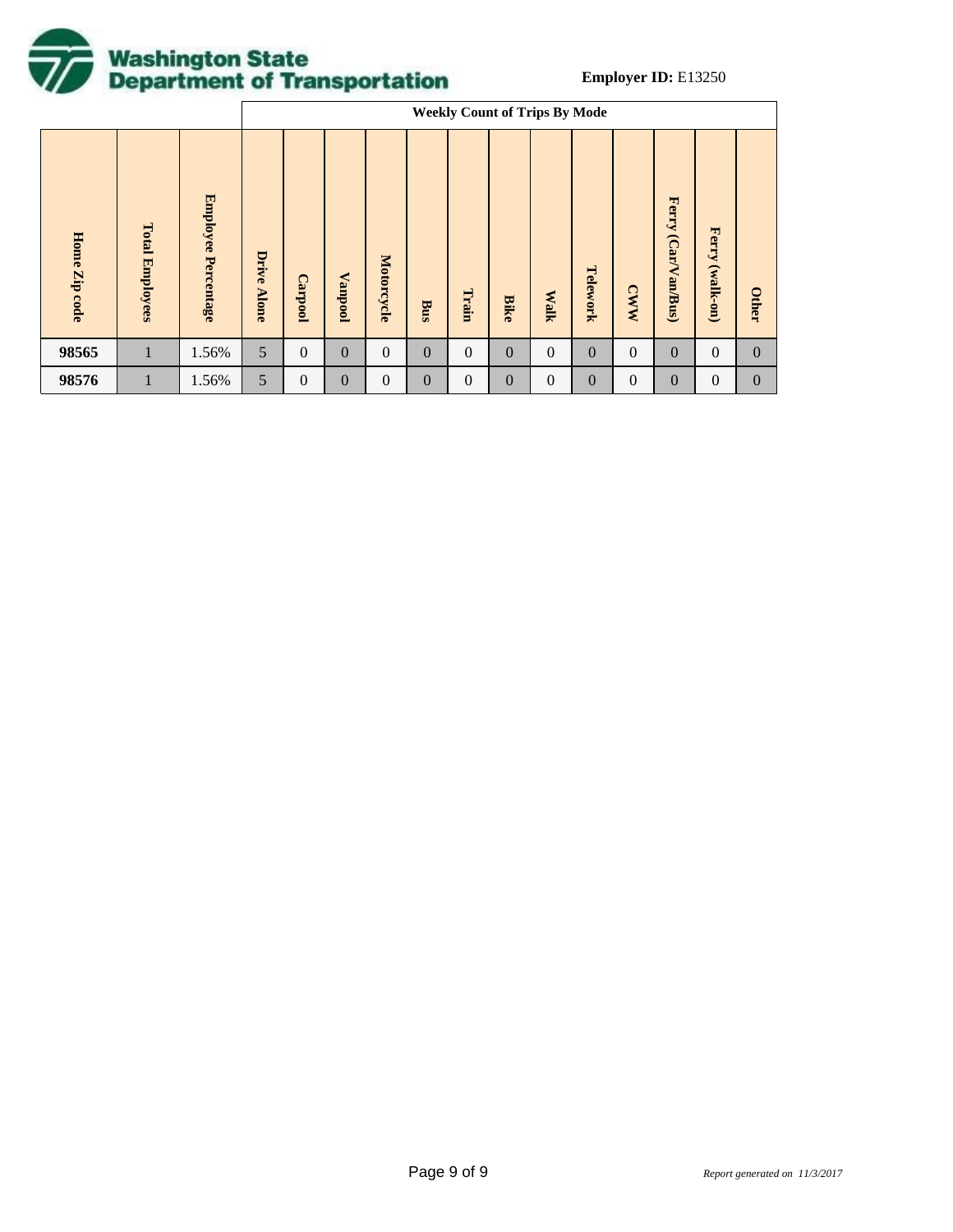# Washington State Department of Transportation

**Employer ID:** E13250

| Home Zip code | Total Employees | Employee Percentage | Weekly Count of Trips By Mode | | | | | | | | | | | | |
|---|---|---|---|---|---|---|---|---|---|---|---|---|---|---|---|
| | | | Drive Alone | Carpool | Vanpool | Motorcycle | Bus | Train | Bike | Walk | Telework | CWW | Ferry (Car/Van/Bus) | Ferry (walk-on) | Other |
| **98565** | 1 | 1.56% | 5 | 0 | 0 | 0 | 0 | 0 | 0 | 0 | 0 | 0 | 0 | 0 | 0 |
| **98576** | 1 | 1.56% | 5 | 0 | 0 | 0 | 0 | 0 | 0 | 0 | 0 | 0 | 0 | 0 | 0 |

*Report generated on 11/3/2017*